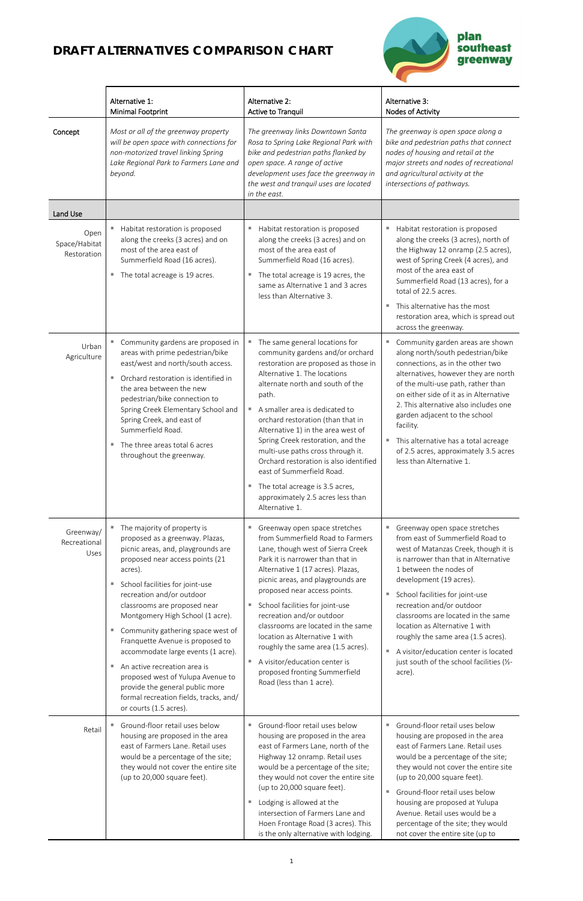# DRAFT ALTERNATIVES COMPARISON CHART

plan southeast greenway

| | Alternative 1: Minimal Footprint | Alternative 2: Active to Tranquil | Alternative 3: Nodes of Activity |
|---|---|---|---|
| Concept | *Most or all of the greenway property will be open space with connections for non-motorized travel linking Spring Lake Regional Park to Farmers Lane and beyond.* | *The greenway links Downtown Santa Rosa to Spring Lake Regional Park with bike and pedestrian paths flanked by open space. A range of active development uses face the greenway in the west and tranquil uses are located in the east.* | *The greenway is open space along a bike and pedestrian paths that connect nodes of housing and retail at the major streets and nodes of recreational and agricultural activity at the intersections of pathways.* |
| **Land Use** | | | |
| Open Space/Habitat Restoration | ▪ Habitat restoration is proposed along the creeks (3 acres) and on most of the area east of Summerfield Road (16 acres).<br>▪ The total acreage is 19 acres. | ▪ Habitat restoration is proposed along the creeks (3 acres) and on most of the area east of Summerfield Road (16 acres).<br>▪ The total acreage is 19 acres, the same as Alternative 1 and 3 acres less than Alternative 3. | ▪ Habitat restoration is proposed along the creeks (3 acres), north of the Highway 12 onramp (2.5 acres), west of Spring Creek (4 acres), and most of the area east of Summerfield Road (13 acres), for a total of 22.5 acres.<br>▪ This alternative has the most restoration area, which is spread out across the greenway. |
| Urban Agriculture | ▪ Community gardens are proposed in areas with prime pedestrian/bike east/west and north/south access.<br>▪ Orchard restoration is identified in the area between the new pedestrian/bike connection to Spring Creek Elementary School and Spring Creek, and east of Summerfield Road.<br>▪ The three areas total 6 acres throughout the greenway. | ▪ The same general locations for community gardens and/or orchard restoration are proposed as those in Alternative 1. The locations alternate north and south of the path.<br>▪ A smaller area is dedicated to orchard restoration (than that in Alternative 1) in the area west of Spring Creek restoration, and the multi-use paths cross through it. Orchard restoration is also identified east of Summerfield Road.<br>▪ The total acreage is 3.5 acres, approximately 2.5 acres less than Alternative 1. | ▪ Community garden areas are shown along north/south pedestrian/bike connections, as in the other two alternatives, however they are north of the multi-use path, rather than on either side of it as in Alternative 2. This alternative also includes one garden adjacent to the school facility.<br>▪ This alternative has a total acreage of 2.5 acres, approximately 3.5 acres less than Alternative 1. |
| Greenway/ Recreational Uses | ▪ The majority of property is proposed as a greenway. Plazas, picnic areas, and, playgrounds are proposed near access points (21 acres).<br>▪ School facilities for joint-use recreation and/or outdoor classrooms are proposed near Montgomery High School (1 acre).<br>▪ Community gathering space west of Franquette Avenue is proposed to accommodate large events (1 acre).<br>▪ An active recreation area is proposed west of Yulupa Avenue to provide the general public more formal recreation fields, tracks, and/ or courts (1.5 acres). | ▪ Greenway open space stretches from Summerfield Road to Farmers Lane, though west of Sierra Creek Park it is narrower than that in Alternative 1 (17 acres). Plazas, picnic areas, and playgrounds are proposed near access points.<br>▪ School facilities for joint-use recreation and/or outdoor classrooms are located in the same location as Alternative 1 with roughly the same area (1.5 acres).<br>▪ A visitor/education center is proposed fronting Summerfield Road (less than 1 acre). | ▪ Greenway open space stretches from east of Summerfield Road to west of Matanzas Creek, though it is is narrower than that in Alternative 1 between the nodes of development (19 acres).<br>▪ School facilities for joint-use recreation and/or outdoor classrooms are located in the same location as Alternative 1 with roughly the same area (1.5 acres).<br>▪ A visitor/education center is located just south of the school facilities (½-acre). |
| Retail | ▪ Ground-floor retail uses below housing are proposed in the area east of Farmers Lane. Retail uses would be a percentage of the site; they would not cover the entire site (up to 20,000 square feet). | ▪ Ground-floor retail uses below housing are proposed in the area east of Farmers Lane, north of the Highway 12 onramp. Retail uses would be a percentage of the site; they would not cover the entire site (up to 20,000 square feet).<br>▪ Lodging is allowed at the intersection of Farmers Lane and Hoen Frontage Road (3 acres). This is the only alternative with lodging. | ▪ Ground-floor retail uses below housing are proposed in the area east of Farmers Lane. Retail uses would be a percentage of the site; they would not cover the entire site (up to 20,000 square feet).<br>▪ Ground-floor retail uses below housing are proposed at Yulupa Avenue. Retail uses would be a percentage of the site; they would not cover the entire site (up to |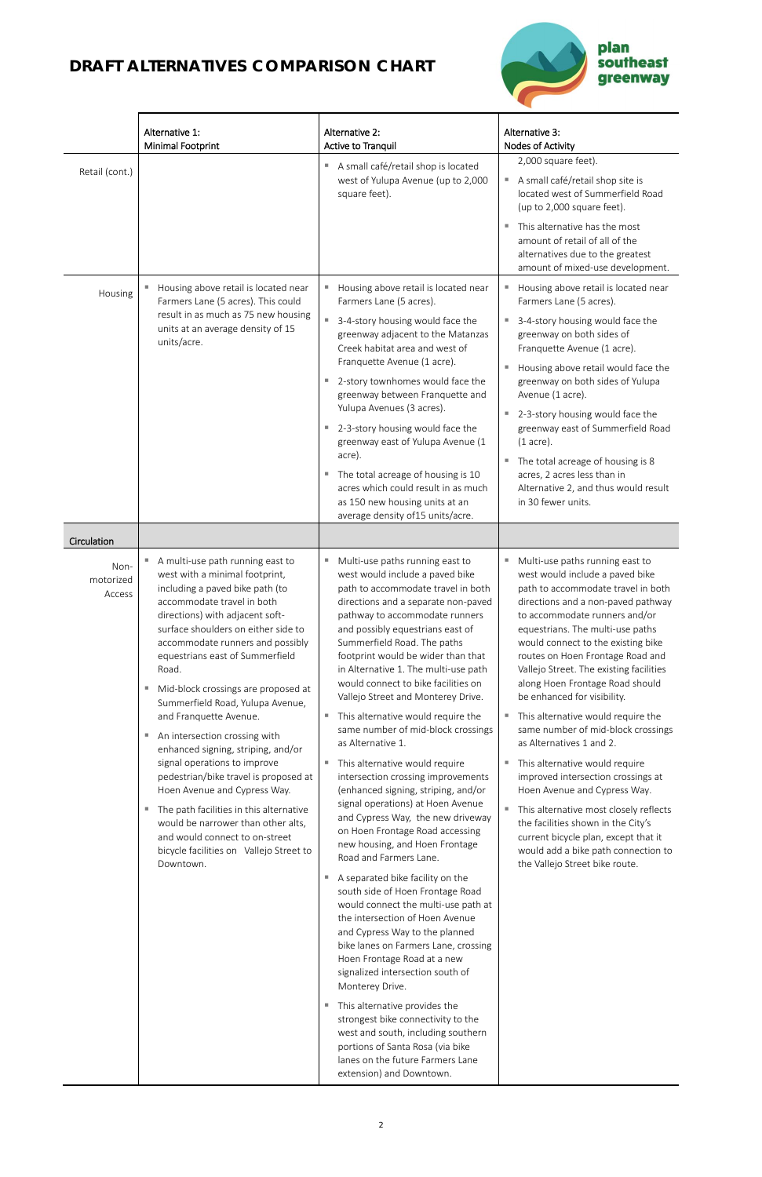## DRAFT ALTERNATIVES COMPARISON CHART

|  | Alternative 1: Minimal Footprint | Alternative 2: Active to Tranquil | Alternative 3: Nodes of Activity |
|---|---|---|---|
| Retail (cont.) |  | ▪ A small café/retail shop is located west of Yulupa Avenue (up to 2,000 square feet). | 2,000 square feet).<br>▪ A small café/retail shop site is located west of Summerfield Road (up to 2,000 square feet).<br>▪ This alternative has the most amount of retail of all of the alternatives due to the greatest amount of mixed-use development. |
| Housing | ▪ Housing above retail is located near Farmers Lane (5 acres). This could result in as much as 75 new housing units at an average density of 15 units/acre. | ▪ Housing above retail is located near Farmers Lane (5 acres).<br>▪ 3-4-story housing would face the greenway adjacent to the Matanzas Creek habitat area and west of Franquette Avenue (1 acre).<br>▪ 2-story townhomes would face the greenway between Franquette and Yulupa Avenues (3 acres).<br>▪ 2-3-story housing would face the greenway east of Yulupa Avenue (1 acre).<br>▪ The total acreage of housing is 10 acres which could result in as much as 150 new housing units at an average density of15 units/acre. | ▪ Housing above retail is located near Farmers Lane (5 acres).<br>▪ 3-4-story housing would face the greenway on both sides of Franquette Avenue (1 acre).<br>▪ Housing above retail would face the greenway on both sides of Yulupa Avenue (1 acre).<br>▪ 2-3-story housing would face the greenway east of Summerfield Road (1 acre).<br>▪ The total acreage of housing is 8 acres, 2 acres less than in Alternative 2, and thus would result in 30 fewer units. |
| **Circulation** |  |  |  |
| Non-motorized Access | ▪ A multi-use path running east to west with a minimal footprint, including a paved bike path (to accommodate travel in both directions) with adjacent soft-surface shoulders on either side to accommodate runners and possibly equestrians east of Summerfield Road.<br>▪ Mid-block crossings are proposed at Summerfield Road, Yulupa Avenue, and Franquette Avenue.<br>▪ An intersection crossing with enhanced signing, striping, and/or signal operations to improve pedestrian/bike travel is proposed at Hoen Avenue and Cypress Way.<br>▪ The path facilities in this alternative would be narrower than other alts, and would connect to on-street bicycle facilities on Vallejo Street to Downtown. | ▪ Multi-use paths running east to west would include a paved bike path to accommodate travel in both directions and a separate non-paved pathway to accommodate runners and possibly equestrians east of Summerfield Road. The paths footprint would be wider than that in Alternative 1. The multi-use path would connect to bike facilities on Vallejo Street and Monterey Drive.<br>▪ This alternative would require the same number of mid-block crossings as Alternative 1.<br>▪ This alternative would require intersection crossing improvements (enhanced signing, striping, and/or signal operations) at Hoen Avenue and Cypress Way, the new driveway on Hoen Frontage Road accessing new housing, and Hoen Frontage Road and Farmers Lane.<br>▪ A separated bike facility on the south side of Hoen Frontage Road would connect the multi-use path at the intersection of Hoen Avenue and Cypress Way to the planned bike lanes on Farmers Lane, crossing Hoen Frontage Road at a new signalized intersection south of Monterey Drive.<br>▪ This alternative provides the strongest bike connectivity to the west and south, including southern portions of Santa Rosa (via bike lanes on the future Farmers Lane extension) and Downtown. | ▪ Multi-use paths running east to west would include a paved bike path to accommodate travel in both directions and a non-paved pathway to accommodate runners and/or equestrians. The multi-use paths would connect to the existing bike routes on Hoen Frontage Road and Vallejo Street. The existing facilities along Hoen Frontage Road should be enhanced for visibility.<br>▪ This alternative would require the same number of mid-block crossings as Alternatives 1 and 2.<br>▪ This alternative would require improved intersection crossings at Hoen Avenue and Cypress Way.<br>▪ This alternative most closely reflects the facilities shown in the City's current bicycle plan, except that it would add a bike path connection to the Vallejo Street bike route. |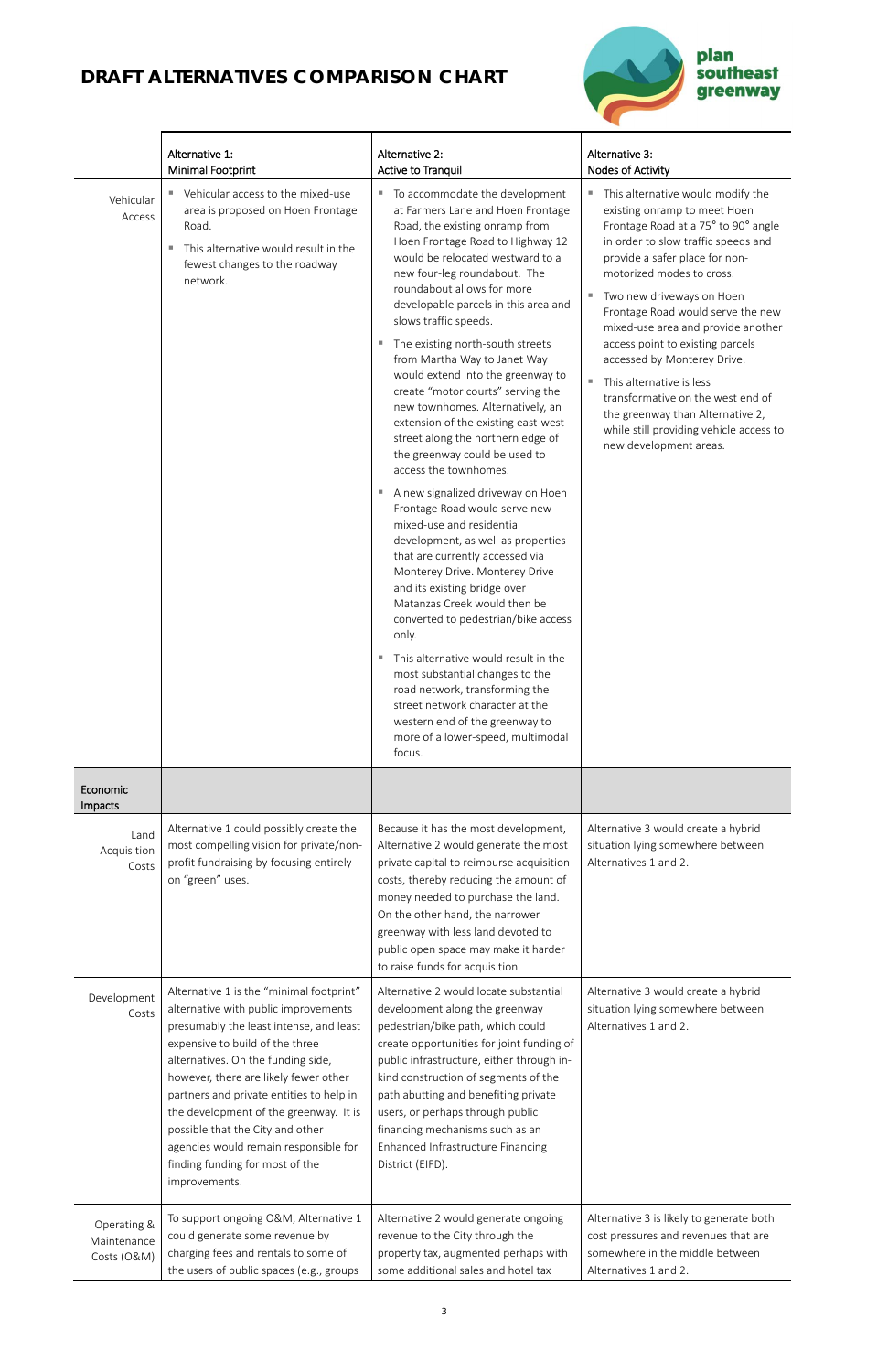# DRAFT ALTERNATIVES COMPARISON CHART

| | Alternative 1: Minimal Footprint | Alternative 2: Active to Tranquil | Alternative 3: Nodes of Activity |
|---|---|---|---|
| Vehicular Access | ▪ Vehicular access to the mixed-use area is proposed on Hoen Frontage Road.<br>▪ This alternative would result in the fewest changes to the roadway network. | ▪ To accommodate the development at Farmers Lane and Hoen Frontage Road, the existing onramp from Hoen Frontage Road to Highway 12 would be relocated westward to a new four-leg roundabout. The roundabout allows for more developable parcels in this area and slows traffic speeds.<br>▪ The existing north-south streets from Martha Way to Janet Way would extend into the greenway to create "motor courts" serving the new townhomes. Alternatively, an extension of the existing east-west street along the northern edge of the greenway could be used to access the townhomes.<br>▪ A new signalized driveway on Hoen Frontage Road would serve new mixed-use and residential development, as well as properties that are currently accessed via Monterey Drive. Monterey Drive and its existing bridge over Matanzas Creek would then be converted to pedestrian/bike access only.<br>▪ This alternative would result in the most substantial changes to the road network, transforming the street network character at the western end of the greenway to more of a lower-speed, multimodal focus. | ▪ This alternative would modify the existing onramp to meet Hoen Frontage Road at a 75° to 90° angle in order to slow traffic speeds and provide a safer place for non-motorized modes to cross.<br>▪ Two new driveways on Hoen Frontage Road would serve the new mixed-use area and provide another access point to existing parcels accessed by Monterey Drive.<br>▪ This alternative is less transformative on the west end of the greenway than Alternative 2, while still providing vehicle access to new development areas. |
| **Economic Impacts** | | | |
| Land Acquisition Costs | Alternative 1 could possibly create the most compelling vision for private/non-profit fundraising by focusing entirely on "green" uses. | Because it has the most development, Alternative 2 would generate the most private capital to reimburse acquisition costs, thereby reducing the amount of money needed to purchase the land. On the other hand, the narrower greenway with less land devoted to public open space may make it harder to raise funds for acquisition | Alternative 3 would create a hybrid situation lying somewhere between Alternatives 1 and 2. |
| Development Costs | Alternative 1 is the "minimal footprint" alternative with public improvements presumably the least intense, and least expensive to build of the three alternatives. On the funding side, however, there are likely fewer other partners and private entities to help in the development of the greenway. It is possible that the City and other agencies would remain responsible for finding funding for most of the improvements. | Alternative 2 would locate substantial development along the greenway pedestrian/bike path, which could create opportunities for joint funding of public infrastructure, either through in-kind construction of segments of the path abutting and benefiting private users, or perhaps through public financing mechanisms such as an Enhanced Infrastructure Financing District (EIFD). | Alternative 3 would create a hybrid situation lying somewhere between Alternatives 1 and 2. |
| Operating & Maintenance Costs (O&M) | To support ongoing O&M, Alternative 1 could generate some revenue by charging fees and rentals to some of the users of public spaces (e.g., groups | Alternative 2 would generate ongoing revenue to the City through the property tax, augmented perhaps with some additional sales and hotel tax | Alternative 3 is likely to generate both cost pressures and revenues that are somewhere in the middle between Alternatives 1 and 2. |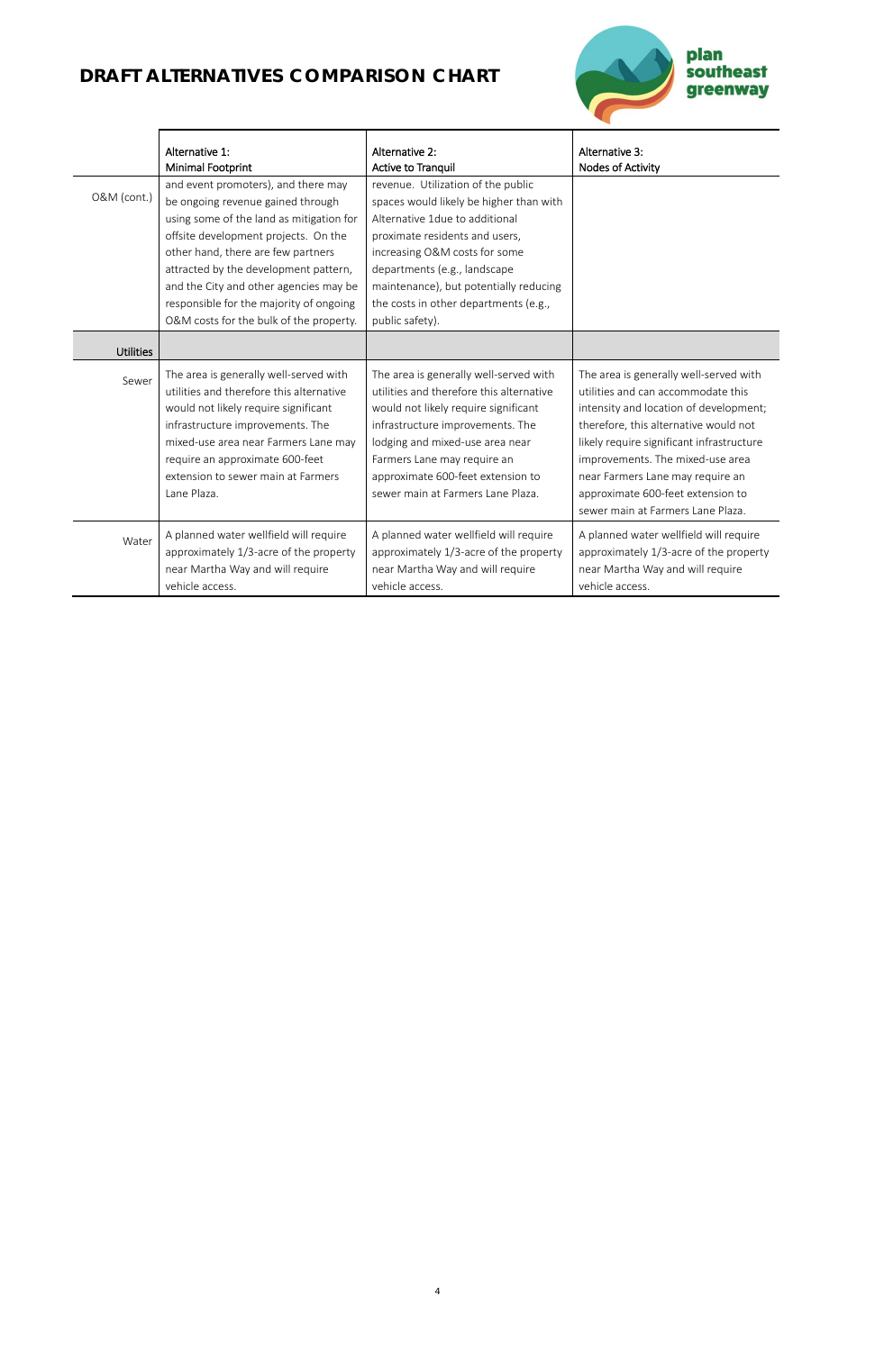## DRAFT ALTERNATIVES COMPARISON CHART

plan southeast greenway

| | Alternative 1: Minimal Footprint | Alternative 2: Active to Tranquil | Alternative 3: Nodes of Activity |
|---|---|---|---|
| O&M (cont.) | and event promoters), and there may be ongoing revenue gained through using some of the land as mitigation for offsite development projects. On the other hand, there are few partners attracted by the development pattern, and the City and other agencies may be responsible for the majority of ongoing O&M costs for the bulk of the property. | revenue. Utilization of the public spaces would likely be higher than with Alternative 1due to additional proximate residents and users, increasing O&M costs for some departments (e.g., landscape maintenance), but potentially reducing the costs in other departments (e.g., public safety). | |
| **Utilities** | | | |
| Sewer | The area is generally well-served with utilities and therefore this alternative would not likely require significant infrastructure improvements. The mixed-use area near Farmers Lane may require an approximate 600-feet extension to sewer main at Farmers Lane Plaza. | The area is generally well-served with utilities and therefore this alternative would not likely require significant infrastructure improvements. The lodging and mixed-use area near Farmers Lane may require an approximate 600-feet extension to sewer main at Farmers Lane Plaza. | The area is generally well-served with utilities and can accommodate this intensity and location of development; therefore, this alternative would not likely require significant infrastructure improvements. The mixed-use area near Farmers Lane may require an approximate 600-feet extension to sewer main at Farmers Lane Plaza. |
| Water | A planned water wellfield will require approximately 1/3-acre of the property near Martha Way and will require vehicle access. | A planned water wellfield will require approximately 1/3-acre of the property near Martha Way and will require vehicle access. | A planned water wellfield will require approximately 1/3-acre of the property near Martha Way and will require vehicle access. |